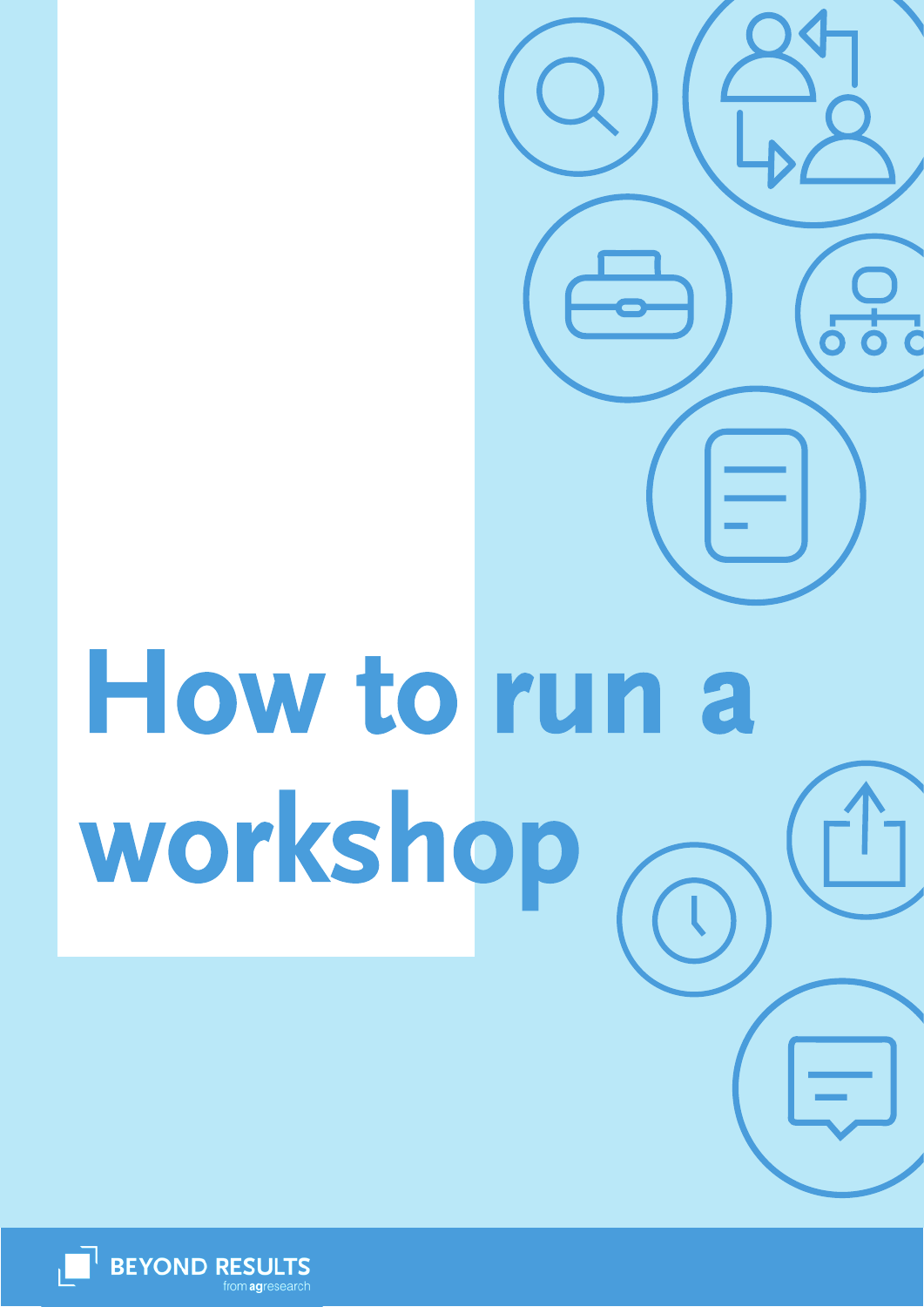# How to run a workshop

BEYOND RESULTS
from agresearch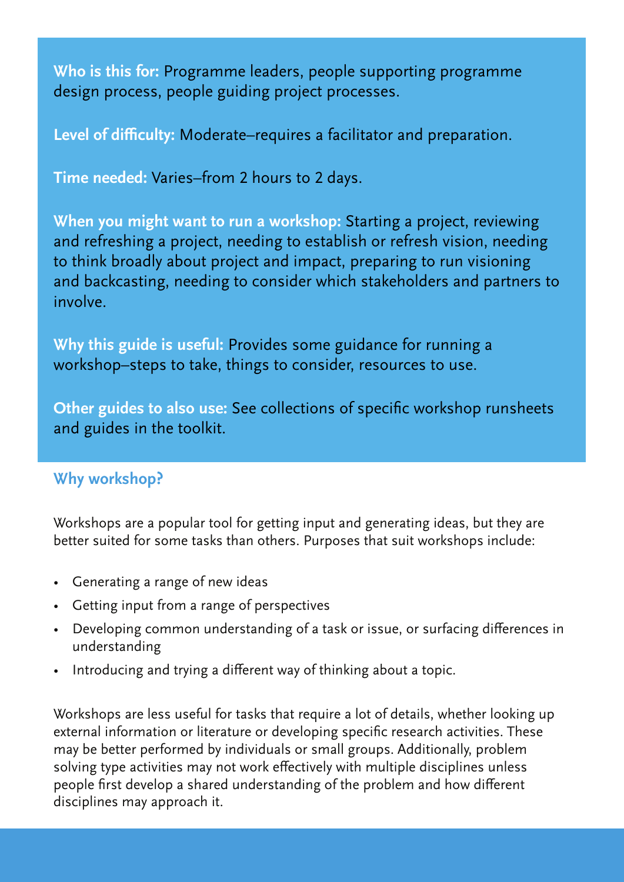**Who is this for:** Programme leaders, people supporting programme design process, people guiding project processes.

**Level of difficulty:** Moderate–requires a facilitator and preparation.

**Time needed:** Varies–from 2 hours to 2 days.

**When you might want to run a workshop:** Starting a project, reviewing and refreshing a project, needing to establish or refresh vision, needing to think broadly about project and impact, preparing to run visioning and backcasting, needing to consider which stakeholders and partners to involve.

**Why this guide is useful:** Provides some guidance for running a workshop–steps to take, things to consider, resources to use.

**Other guides to also use:** See collections of specific workshop runsheets and guides in the toolkit.

## Why workshop?

Workshops are a popular tool for getting input and generating ideas, but they are better suited for some tasks than others. Purposes that suit workshops include:

- Generating a range of new ideas
- Getting input from a range of perspectives
- Developing common understanding of a task or issue, or surfacing differences in understanding
- Introducing and trying a different way of thinking about a topic.

Workshops are less useful for tasks that require a lot of details, whether looking up external information or literature or developing specific research activities. These may be better performed by individuals or small groups. Additionally, problem solving type activities may not work effectively with multiple disciplines unless people first develop a shared understanding of the problem and how different disciplines may approach it.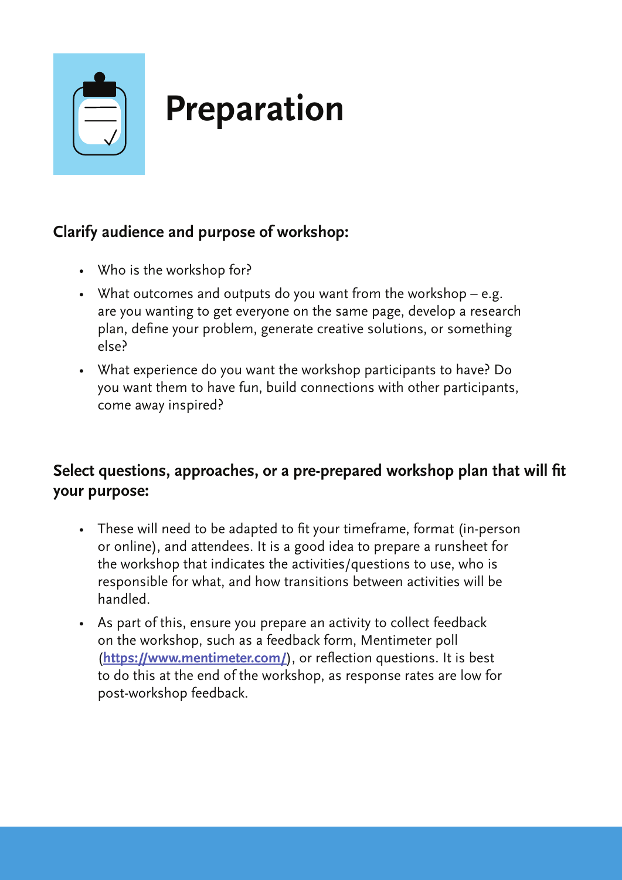# Preparation

## Clarify audience and purpose of workshop:

- Who is the workshop for?
- What outcomes and outputs do you want from the workshop – e.g. are you wanting to get everyone on the same page, develop a research plan, define your problem, generate creative solutions, or something else?
- What experience do you want the workshop participants to have? Do you want them to have fun, build connections with other participants, come away inspired?

## Select questions, approaches, or a pre-prepared workshop plan that will fit your purpose:

- These will need to be adapted to fit your timeframe, format (in-person or online), and attendees. It is a good idea to prepare a runsheet for the workshop that indicates the activities/questions to use, who is responsible for what, and how transitions between activities will be handled.
- As part of this, ensure you prepare an activity to collect feedback on the workshop, such as a feedback form, Mentimeter poll (**https://www.mentimeter.com/**), or reflection questions. It is best to do this at the end of the workshop, as response rates are low for post-workshop feedback.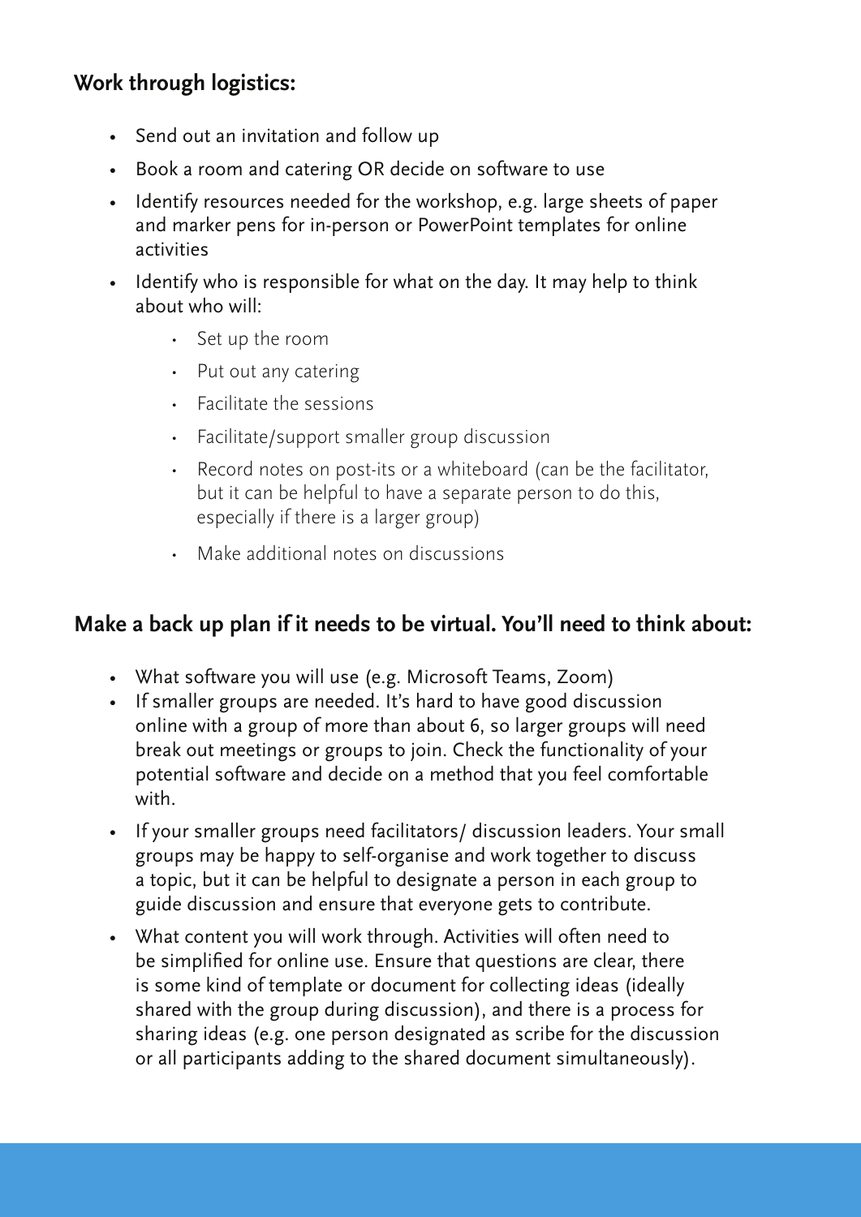## Work through logistics:

- Send out an invitation and follow up
- Book a room and catering OR decide on software to use
- Identify resources needed for the workshop, e.g. large sheets of paper and marker pens for in-person or PowerPoint templates for online activities
- Identify who is responsible for what on the day. It may help to think about who will:
    - Set up the room
    - Put out any catering
    - Facilitate the sessions
    - Facilitate/support smaller group discussion
    - Record notes on post-its or a whiteboard (can be the facilitator, but it can be helpful to have a separate person to do this, especially if there is a larger group)
    - Make additional notes on discussions

## Make a back up plan if it needs to be virtual. You'll need to think about:

- What software you will use (e.g. Microsoft Teams, Zoom)
- If smaller groups are needed. It's hard to have good discussion online with a group of more than about 6, so larger groups will need break out meetings or groups to join. Check the functionality of your potential software and decide on a method that you feel comfortable with.
- If your smaller groups need facilitators/ discussion leaders. Your small groups may be happy to self-organise and work together to discuss a topic, but it can be helpful to designate a person in each group to guide discussion and ensure that everyone gets to contribute.
- What content you will work through. Activities will often need to be simplified for online use. Ensure that questions are clear, there is some kind of template or document for collecting ideas (ideally shared with the group during discussion), and there is a process for sharing ideas (e.g. one person designated as scribe for the discussion or all participants adding to the shared document simultaneously).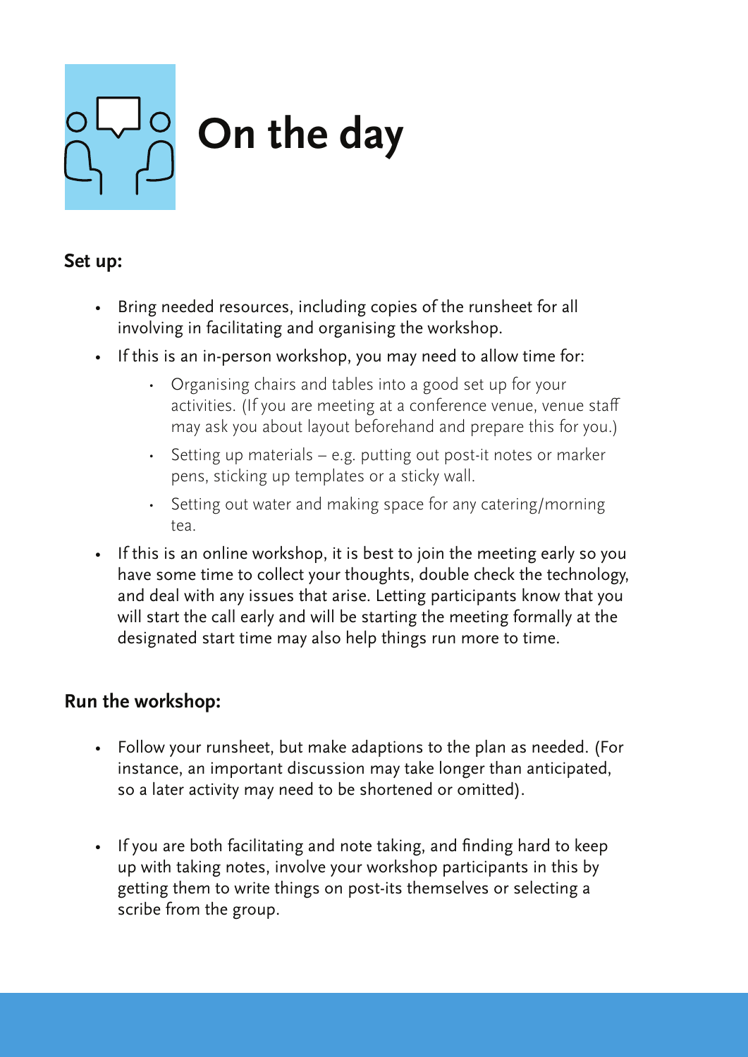# On the day

### Set up:

- Bring needed resources, including copies of the runsheet for all involving in facilitating and organising the workshop.
- If this is an in-person workshop, you may need to allow time for:
  - Organising chairs and tables into a good set up for your activities. (If you are meeting at a conference venue, venue staff may ask you about layout beforehand and prepare this for you.)
  - Setting up materials – e.g. putting out post-it notes or marker pens, sticking up templates or a sticky wall.
  - Setting out water and making space for any catering/morning tea.
- If this is an online workshop, it is best to join the meeting early so you have some time to collect your thoughts, double check the technology, and deal with any issues that arise. Letting participants know that you will start the call early and will be starting the meeting formally at the designated start time may also help things run more to time.

### Run the workshop:

- Follow your runsheet, but make adaptions to the plan as needed. (For instance, an important discussion may take longer than anticipated, so a later activity may need to be shortened or omitted).
- If you are both facilitating and note taking, and finding hard to keep up with taking notes, involve your workshop participants in this by getting them to write things on post-its themselves or selecting a scribe from the group.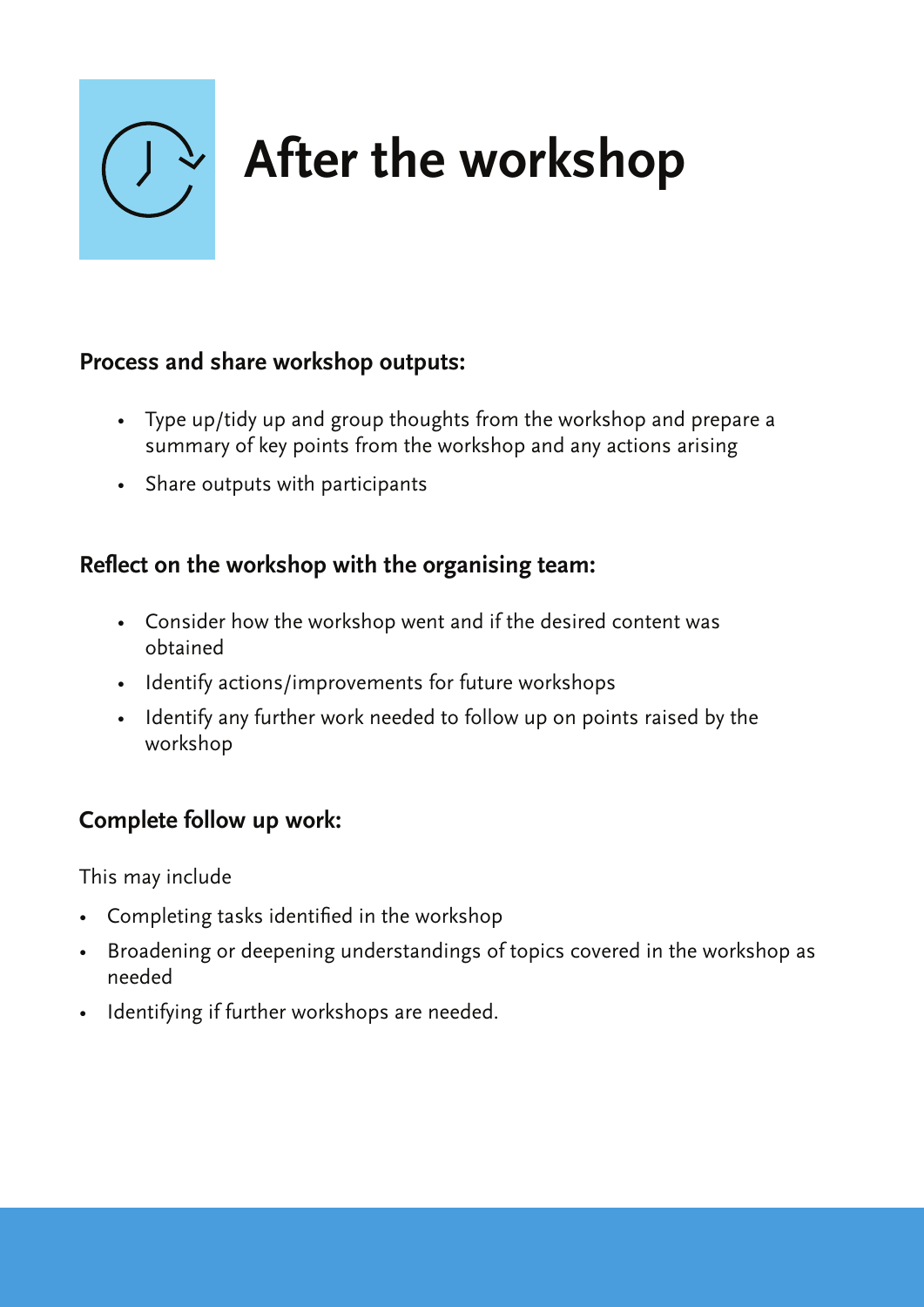# After the workshop

### Process and share workshop outputs:

- Type up/tidy up and group thoughts from the workshop and prepare a summary of key points from the workshop and any actions arising
- Share outputs with participants

### Reflect on the workshop with the organising team:

- Consider how the workshop went and if the desired content was obtained
- Identify actions/improvements for future workshops
- Identify any further work needed to follow up on points raised by the workshop

### Complete follow up work:

This may include

- Completing tasks identified in the workshop
- Broadening or deepening understandings of topics covered in the workshop as needed
- Identifying if further workshops are needed.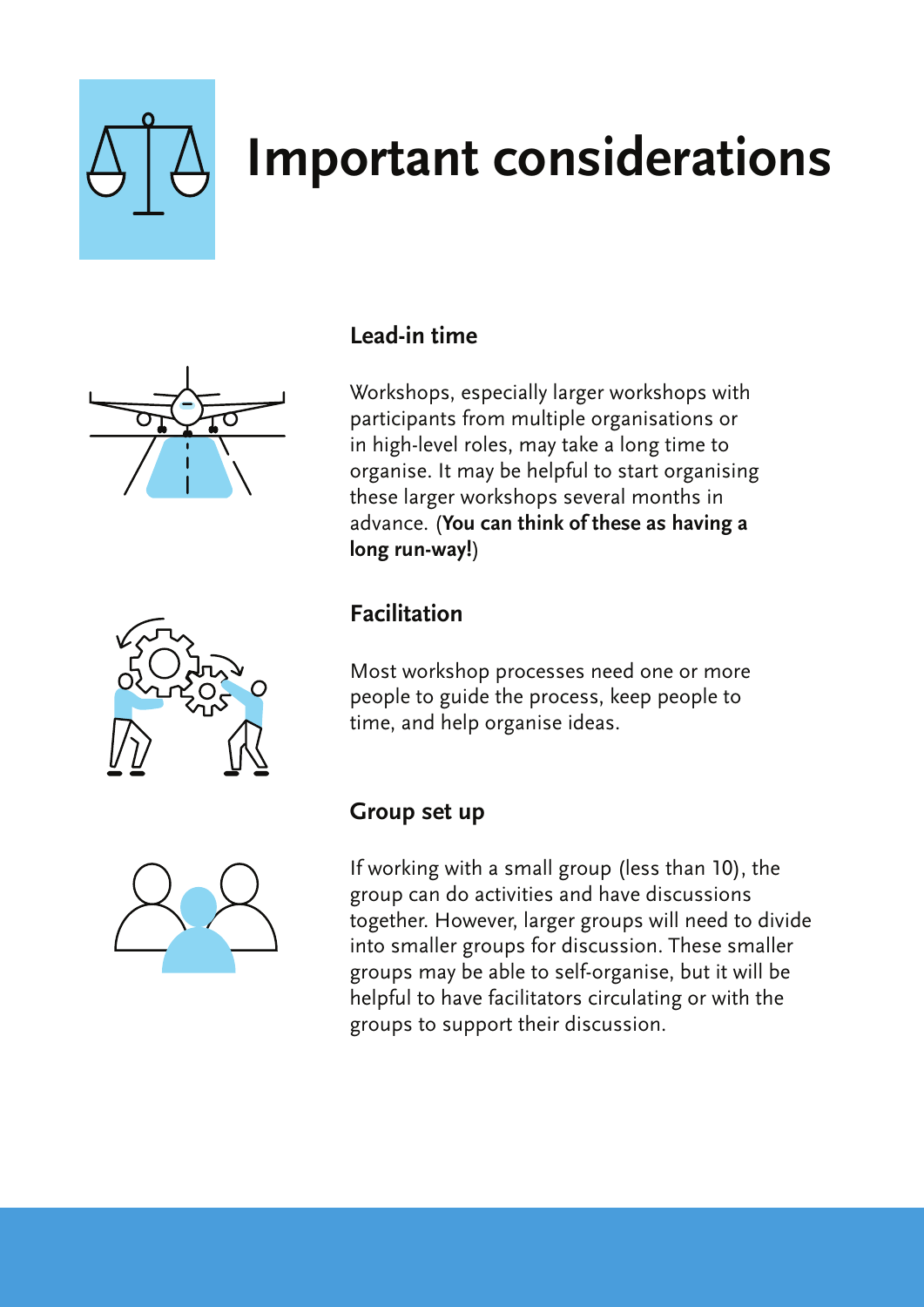# Important considerations

### Lead-in time

Workshops, especially larger workshops with participants from multiple organisations or in high-level roles, may take a long time to organise. It may be helpful to start organising these larger workshops several months in advance. (**You can think of these as having a long run-way!**)

### Facilitation

Most workshop processes need one or more people to guide the process, keep people to time, and help organise ideas.

### Group set up

If working with a small group (less than 10), the group can do activities and have discussions together. However, larger groups will need to divide into smaller groups for discussion. These smaller groups may be able to self-organise, but it will be helpful to have facilitators circulating or with the groups to support their discussion.